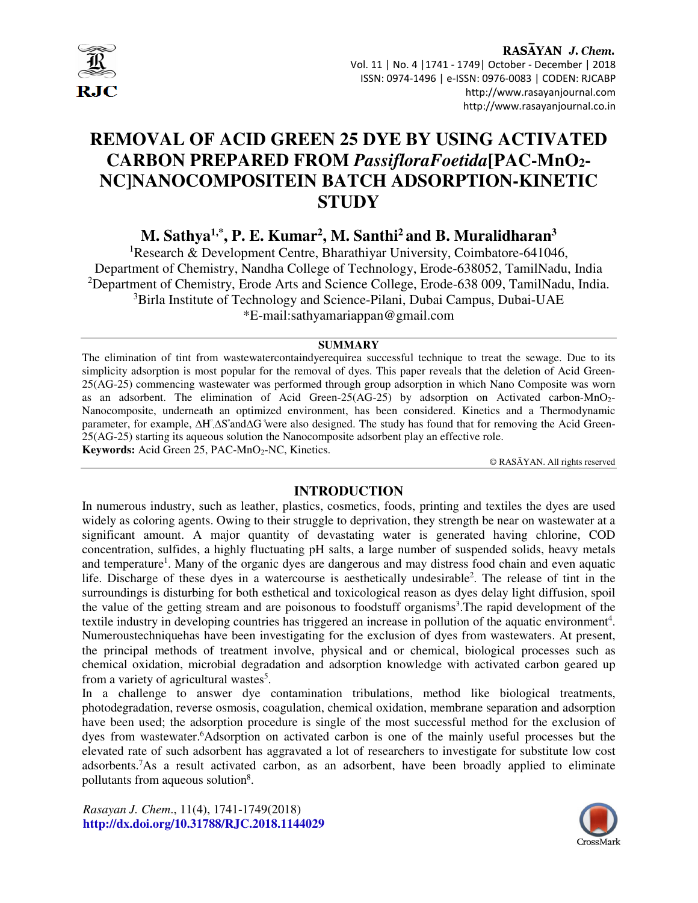# REMOVAL OF ACID GREEN 25 DYE BY USING ACTIVATED CARBON PREPARED FROM *PassifloraFoetida*[PAC-$MnO_2$-NC]NANOCOMPOSITEIN BATCH ADSORPTION-KINETIC STUDY

**M. Sathya[1,*], P. E. Kumar[2], M. Santhi[2] and B. Muralidharan[3]**

[1]Research & Development Centre, Bharathiyar University, Coimbatore-641046, Department of Chemistry, Nandha College of Technology, Erode-638052, TamilNadu, India

[2]Department of Chemistry, Erode Arts and Science College, Erode-638 009, TamilNadu, India.

[3]Birla Institute of Technology and Science-Pilani, Dubai Campus, Dubai-UAE

*E-mail:sathyamariappan@gmail.com

## SUMMARY

The elimination of tint from wastewatercontaindyerequirea successful technique to treat the sewage. Due to its simplicity adsorption is most popular for the removal of dyes. This paper reveals that the deletion of Acid Green-25(AG-25) commencing wastewater was performed through group adsorption in which Nano Composite was worn as an adsorbent. The elimination of Acid Green-25(AG-25) by adsorption on Activated carbon-$MnO_2$-Nanocomposite, underneath an optimized environment, has been considered. Kinetics and a Thermodynamic parameter, for example, $\Delta H^{\circ}$,$\Delta S^{\circ}$and$\Delta G^{\circ}$were also designed. The study has found that for removing the Acid Green-25(AG-25) starting its aqueous solution the Nanocomposite adsorbent play an effective role.

**Keywords:** Acid Green 25, PAC-$MnO_2$-NC, Kinetics.

© RASĀYAN. All rights reserved

## INTRODUCTION

In numerous industry, such as leather, plastics, cosmetics, foods, printing and textiles the dyes are used widely as coloring agents. Owing to their struggle to deprivation, they strength be near on wastewater at a significant amount. A major quantity of devastating water is generated having chlorine, COD concentration, sulfides, a highly fluctuating pH salts, a large number of suspended solids, heavy metals and temperature[1]. Many of the organic dyes are dangerous and may distress food chain and even aquatic life. Discharge of these dyes in a watercourse is aesthetically undesirable[2]. The release of tint in the surroundings is disturbing for both esthetical and toxicological reason as dyes delay light diffusion, spoil the value of the getting stream and are poisonous to foodstuff organisms[3].The rapid development of the textile industry in developing countries has triggered an increase in pollution of the aquatic environment[4]. Numeroustechniquehas have been investigating for the exclusion of dyes from wastewaters. At present, the principal methods of treatment involve, physical and or chemical, biological processes such as chemical oxidation, microbial degradation and adsorption knowledge with activated carbon geared up from a variety of agricultural wastes[5].

In a challenge to answer dye contamination tribulations, method like biological treatments, photodegradation, reverse osmosis, coagulation, chemical oxidation, membrane separation and adsorption have been used; the adsorption procedure is single of the most successful method for the exclusion of dyes from wastewater.[6]Adsorption on activated carbon is one of the mainly useful processes but the elevated rate of such adsorbent has aggravated a lot of researchers to investigate for substitute low cost adsorbents.[7]As a result activated carbon, as an adsorbent, have been broadly applied to eliminate pollutants from aqueous solution[8].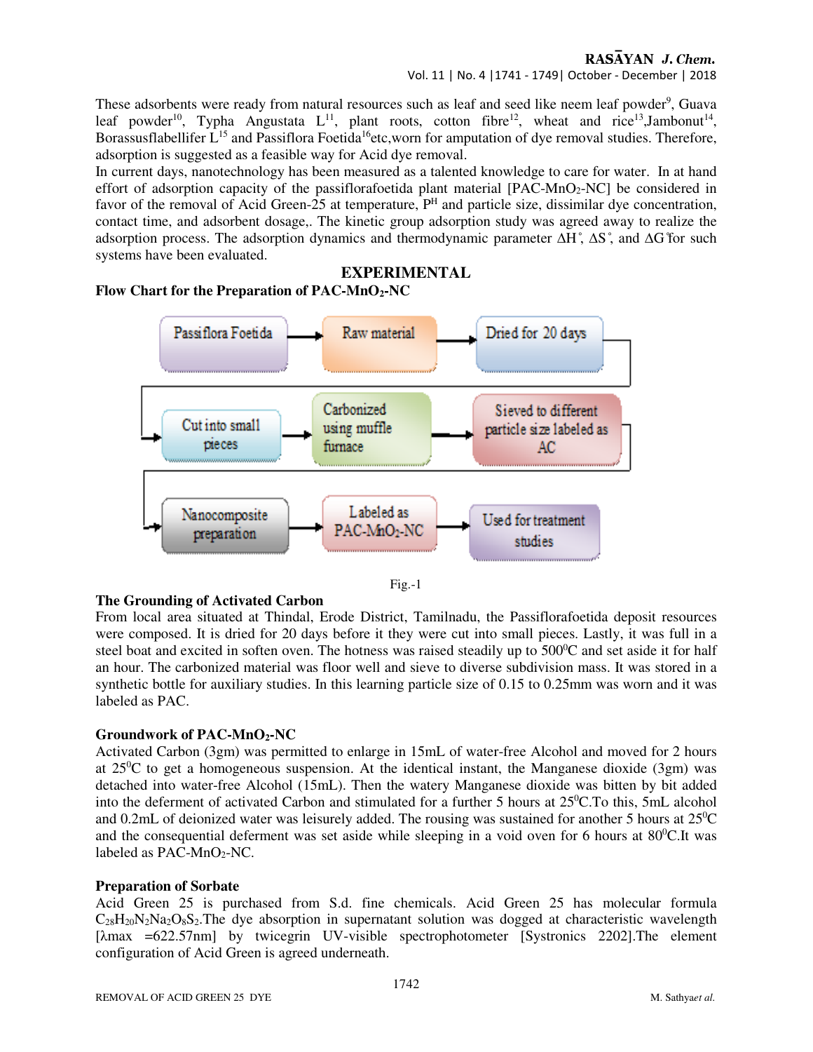These adsorbents were ready from natural resources such as leaf and seed like neem leaf powder[9], Guava leaf powder[10], Typha Angustata L[11], plant roots, cotton fibre[12], wheat and rice[13],Jambonut[14], Borassusflabellifer L[15] and Passiflora Foetida[16]etc,worn for amputation of dye removal studies. Therefore, adsorption is suggested as a feasible way for Acid dye removal.

In current days, nanotechnology has been measured as a talented knowledge to care for water. In at hand effort of adsorption capacity of the passiflorafoetida plant material [PAC-$MnO_2$-NC] be considered in favor of the removal of Acid Green-25 at temperature, $P^H$ and particle size, dissimilar dye concentration, contact time, and adsorbent dosage,. The kinetic group adsorption study was agreed away to realize the adsorption process. The adsorption dynamics and thermodynamic parameter $\Delta H^\circ$, $\Delta S^\circ$, and $\Delta G^\circ$for such systems have been evaluated.

## EXPERIMENTAL

**Flow Chart for the Preparation of PAC-$MnO_2$-NC**

Passiflora Foetida → Raw material → Dried for 20 days → Cut into small pieces → Carbonized using muffle furnace → Sieved to different particle size labeled as AC → Nanocomposite preparation → Labeled as PAC-$MnO_2$-NC → Used for treatment studies

Fig.-1

**The Grounding of Activated Carbon**

From local area situated at Thindal, Erode District, Tamilnadu, the Passiflorafoetida deposit resources were composed. It is dried for 20 days before it they were cut into small pieces. Lastly, it was full in a steel boat and excited in soften oven. The hotness was raised steadily up to 500$^0$C and set aside it for half an hour. The carbonized material was floor well and sieve to diverse subdivision mass. It was stored in a synthetic bottle for auxiliary studies. In this learning particle size of 0.15 to 0.25mm was worn and it was labeled as PAC.

**Groundwork of PAC-$MnO_2$-NC**

Activated Carbon (3gm) was permitted to enlarge in 15mL of water-free Alcohol and moved for 2 hours at 25$^0$C to get a homogeneous suspension. At the identical instant, the Manganese dioxide (3gm) was detached into water-free Alcohol (15mL). Then the watery Manganese dioxide was bitten by bit added into the deferment of activated Carbon and stimulated for a further 5 hours at 25$^0$C.To this, 5mL alcohol and 0.2mL of deionized water was leisurely added. The rousing was sustained for another 5 hours at 25$^0$C and the consequential deferment was set aside while sleeping in a void oven for 6 hours at 80$^0$C.It was labeled as PAC-$MnO_2$-NC.

**Preparation of Sorbate**

Acid Green 25 is purchased from S.d. fine chemicals. Acid Green 25 has molecular formula $C_{28}H_{20}N_2Na_2O_8S_2$.The dye absorption in supernatant solution was dogged at characteristic wavelength [λmax =622.57nm] by twicegrin UV-visible spectrophotometer [Systronics 2202].The element configuration of Acid Green is agreed underneath.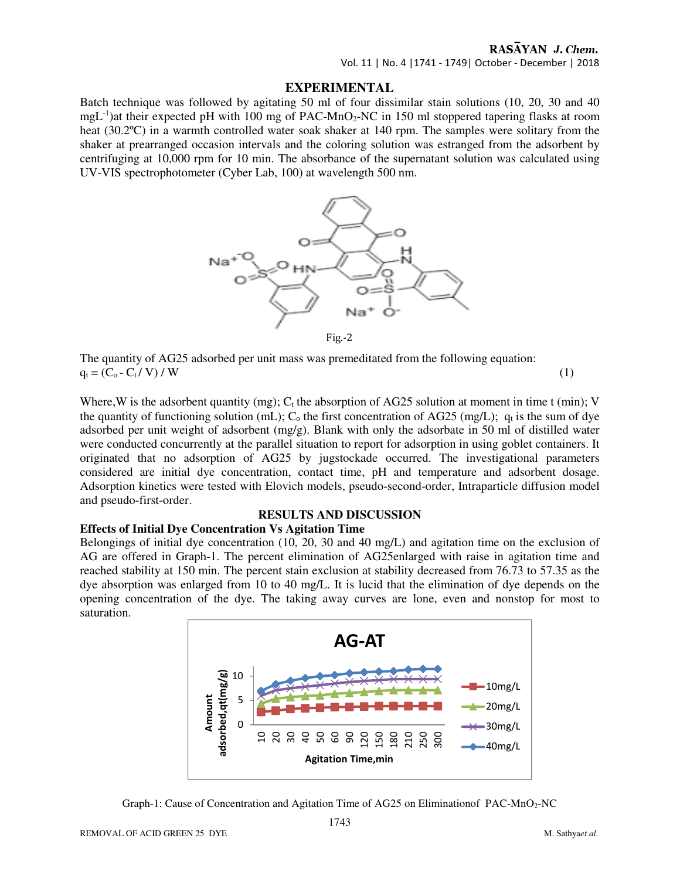## EXPERIMENTAL

Batch technique was followed by agitating 50 ml of four dissimilar stain solutions (10, 20, 30 and 40 $mgL^{-1}$)at their expected pH with 100 mg of PAC-$MnO_2$-NC in 150 ml stoppered tapering flasks at room heat (30.2ºC) in a warmth controlled water soak shaker at 140 rpm. The samples were solitary from the shaker at prearranged occasion intervals and the coloring solution was estranged from the adsorbent by centrifuging at 10,000 rpm for 10 min. The absorbance of the supernatant solution was calculated using UV-VIS spectrophotometer (Cyber Lab, 100) at wavelength 500 nm.

Fig.-2

The quantity of AG25 adsorbed per unit mass was premeditated from the following equation:

$$q_t = (C_o - C_t / V) / W \quad (1)$$

Where,W is the adsorbent quantity (mg); $C_t$ the absorption of AG25 solution at moment in time t (min); V the quantity of functioning solution (mL); $C_o$ the first concentration of AG25 (mg/L); $q_t$ is the sum of dye adsorbed per unit weight of adsorbent (mg/g). Blank with only the adsorbate in 50 ml of distilled water were conducted concurrently at the parallel situation to report for adsorption in using goblet containers. It originated that no adsorption of AG25 by jugstockade occurred. The investigational parameters considered are initial dye concentration, contact time, pH and temperature and adsorbent dosage. Adsorption kinetics were tested with Elovich models, pseudo-second-order, Intraparticle diffusion model and pseudo-first-order.

## RESULTS AND DISCUSSION

### Effects of Initial Dye Concentration Vs Agitation Time

Belongings of initial dye concentration (10, 20, 30 and 40 mg/L) and agitation time on the exclusion of AG are offered in Graph-1. The percent elimination of AG25enlarged with raise in agitation time and reached stability at 150 min. The percent stain exclusion at stability decreased from 76.73 to 57.35 as the dye absorption was enlarged from 10 to 40 mg/L. It is lucid that the elimination of dye depends on the opening concentration of the dye. The taking away curves are lone, even and nonstop for most to saturation.

Graph-1: Cause of Concentration and Agitation Time of AG25 on Eliminationof PAC-$MnO_2$-NC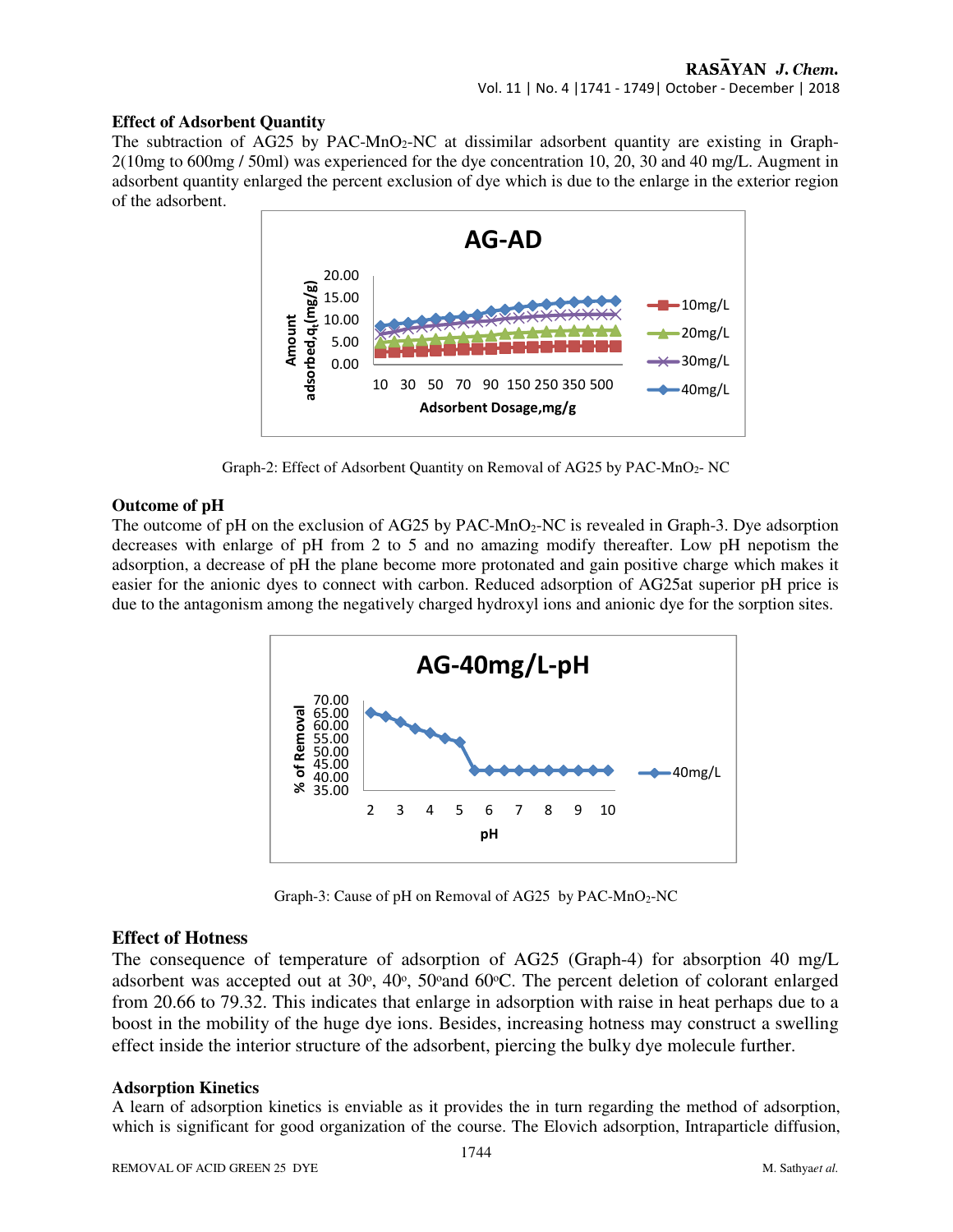### Effect of Adsorbent Quantity

The subtraction of AG25 by PAC-$MnO_2$-NC at dissimilar adsorbent quantity are existing in Graph-2(10mg to 600mg / 50ml) was experienced for the dye concentration 10, 20, 30 and 40 mg/L. Augment in adsorbent quantity enlarged the percent exclusion of dye which is due to the enlarge in the exterior region of the adsorbent.

Graph-2: Effect of Adsorbent Quantity on Removal of AG25 by PAC-$MnO_2$- NC

### Outcome of pH

The outcome of pH on the exclusion of AG25 by PAC-$MnO_2$-NC is revealed in Graph-3. Dye adsorption decreases with enlarge of pH from 2 to 5 and no amazing modify thereafter. Low pH nepotism the adsorption, a decrease of pH the plane become more protonated and gain positive charge which makes it easier for the anionic dyes to connect with carbon. Reduced adsorption of AG25at superior pH price is due to the antagonism among the negatively charged hydroxyl ions and anionic dye for the sorption sites.

Graph-3: Cause of pH on Removal of AG25 by PAC-$MnO_2$-NC

### Effect of Hotness

The consequence of temperature of adsorption of AG25 (Graph-4) for absorption 40 mg/L adsorbent was accepted out at 30°, 40°, 50°and 60°C. The percent deletion of colorant enlarged from 20.66 to 79.32. This indicates that enlarge in adsorption with raise in heat perhaps due to a boost in the mobility of the huge dye ions. Besides, increasing hotness may construct a swelling effect inside the interior structure of the adsorbent, piercing the bulky dye molecule further.

### Adsorption Kinetics

A learn of adsorption kinetics is enviable as it provides the in turn regarding the method of adsorption, which is significant for good organization of the course. The Elovich adsorption, Intraparticle diffusion,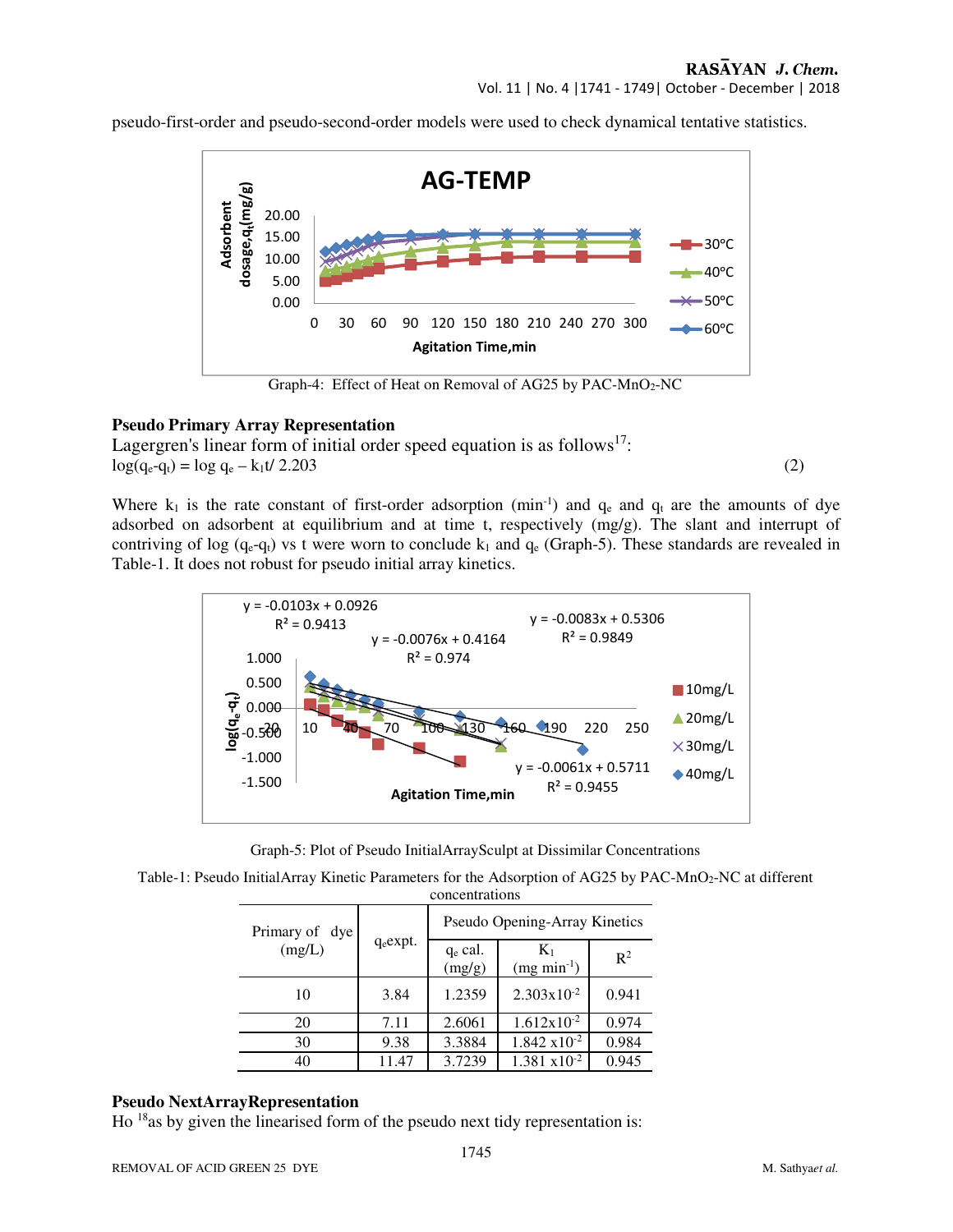pseudo-first-order and pseudo-second-order models were used to check dynamical tentative statistics.

Graph-4: Effect of Heat on Removal of AG25 by PAC-$MnO_2$-NC

**Pseudo Primary Array Representation**

Lagergren's linear form of initial order speed equation is as follows[17]:

$$\log(q_e - q_t) = \log q_e - k_1 t / 2.203 \quad (2)$$

Where $k_1$ is the rate constant of first-order adsorption ($min^{-1}$) and $q_e$ and $q_t$ are the amounts of dye adsorbed on adsorbent at equilibrium and at time t, respectively (mg/g). The slant and interrupt of contriving of log ($q_e$-$q_t$) vs t were worn to conclude $k_1$ and $q_e$ (Graph-5). These standards are revealed in Table-1. It does not robust for pseudo initial array kinetics.

Graph-5: Plot of Pseudo InitialArraySculpt at Dissimilar Concentrations

Table-1: Pseudo InitialArray Kinetic Parameters for the Adsorption of AG25 by PAC-$MnO_2$-NC at different concentrations

| Primary of dye (mg/L) | $q_e$expt. | Pseudo Opening-Array Kinetics | | |
|---|---|---|---|---|
| | | $q_e$ cal. (mg/g) | $K_1$ (mg $min^{-1}$) | $R^2$ |
| 10 | 3.84 | 1.2359 | $2.303 \times 10^{-2}$ | 0.941 |
| 20 | 7.11 | 2.6061 | $1.612 \times 10^{-2}$ | 0.974 |
| 30 | 9.38 | 3.3884 | $1.842 \times 10^{-2}$ | 0.984 |
| 40 | 11.47 | 3.7239 | $1.381 \times 10^{-2}$ | 0.945 |

**Pseudo NextArrayRepresentation**

Ho [18]as by given the linearised form of the pseudo next tidy representation is: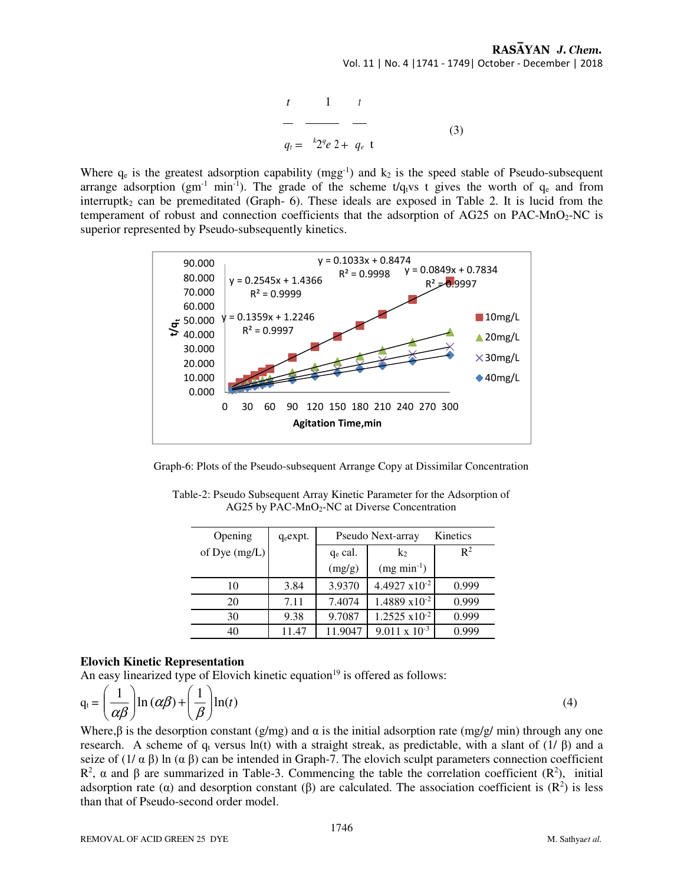$$\frac{t}{q_t} = \frac{1}{k_2 q_e^2} + \frac{t}{q_e} \quad (3)$$

Where $q_e$ is the greatest adsorption capability ($mgg^{-1}$) and $k_2$ is the speed stable of Pseudo-subsequent arrange adsorption ($gm^{-1}$ $min^{-1}$). The grade of the scheme $t/q_t$vs t gives the worth of $q_e$ and from interrupt$k_2$ can be premeditated (Graph- 6). These ideals are exposed in Table 2. It is lucid from the temperament of robust and connection coefficients that the adsorption of AG25 on PAC-$MnO_2$-NC is superior represented by Pseudo-subsequently kinetics.

Graph-6: Plots of the Pseudo-subsequent Arrange Copy at Dissimilar Concentration

Table-2: Pseudo Subsequent Array Kinetic Parameter for the Adsorption of AG25 by PAC-$MnO_2$-NC at Diverse Concentration

| Opening of Dye (mg/L) | $q_e$expt. | Pseudo Next-array | Kinetics | |
|---|---|---|---|---|
| | | $q_e$ cal. (mg/g) | $k_2$ (mg $min^{-1}$) | $R^2$ |
| 10 | 3.84 | 3.9370 | $4.4927 \times 10^{-2}$ | 0.999 |
| 20 | 7.11 | 7.4074 | $1.4889 \times 10^{-2}$ | 0.999 |
| 30 | 9.38 | 9.7087 | $1.2525 \times 10^{-2}$ | 0.999 |
| 40 | 11.47 | 11.9047 | $9.011 \times 10^{-3}$ | 0.999 |

### Elovich Kinetic Representation

An easy linearized type of Elovich kinetic equation[19] is offered as follows:

$$q_t = \left(\frac{1}{\alpha\beta}\right)\ln(\alpha\beta) + \left(\frac{1}{\beta}\right)\ln(t) \quad (4)$$

Where,β is the desorption constant (g/mg) and α is the initial adsorption rate (mg/g/ min) through any one research. A scheme of $q_t$ versus ln(t) with a straight streak, as predictable, with a slant of (1/ β) and a seize of (1/ α β) ln (α β) can be intended in Graph-7. The elovich sculpt parameters connection coefficient $R^2$, α and β are summarized in Table-3. Commencing the table the correlation coefficient ($R^2$), initial adsorption rate (α) and desorption constant (β) are calculated. The association coefficient is ($R^2$) is less than that of Pseudo-second order model.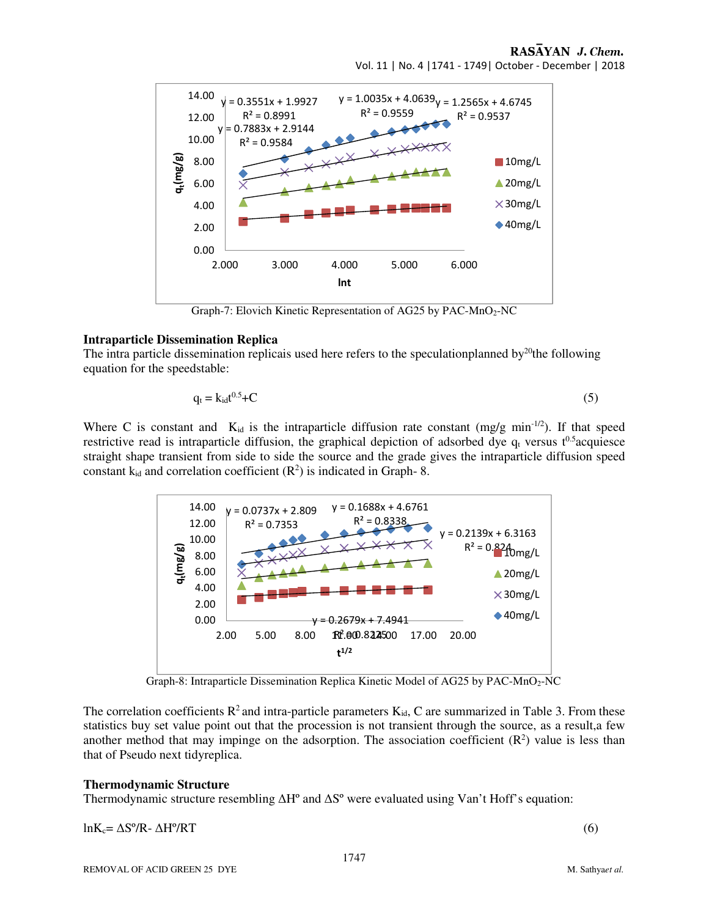Graph-7: Elovich Kinetic Representation of AG25 by PAC-$MnO_2$-NC

### Intraparticle Dissemination Replica

The intra particle dissemination replicais used here refers to the speculationplanned by[20]the following equation for the speedstable:

$$q_t = k_{id}t^{0.5}+C \tag{5}$$

Where C is constant and $K_{id}$ is the intraparticle diffusion rate constant (mg/g min$^{-1/2}$). If that speed restrictive read is intraparticle diffusion, the graphical depiction of adsorbed dye $q_t$ versus $t^{0.5}$acquiesce straight shape transient from side to side the source and the grade gives the intraparticle diffusion speed constant $k_{id}$ and correlation coefficient ($R^2$) is indicated in Graph- 8.

Graph-8: Intraparticle Dissemination Replica Kinetic Model of AG25 by PAC-$MnO_2$-NC

The correlation coefficients $R^2$ and intra-particle parameters $K_{id}$, C are summarized in Table 3. From these statistics buy set value point out that the procession is not transient through the source, as a result,a few another method that may impinge on the adsorption. The association coefficient ($R^2$) value is less than that of Pseudo next tidyreplica.

### Thermodynamic Structure

Thermodynamic structure resembling ΔHº and ΔSº were evaluated using Van't Hoff's equation:

$$\ln K_c = \Delta S^o/R - \Delta H^o/RT \tag{6}$$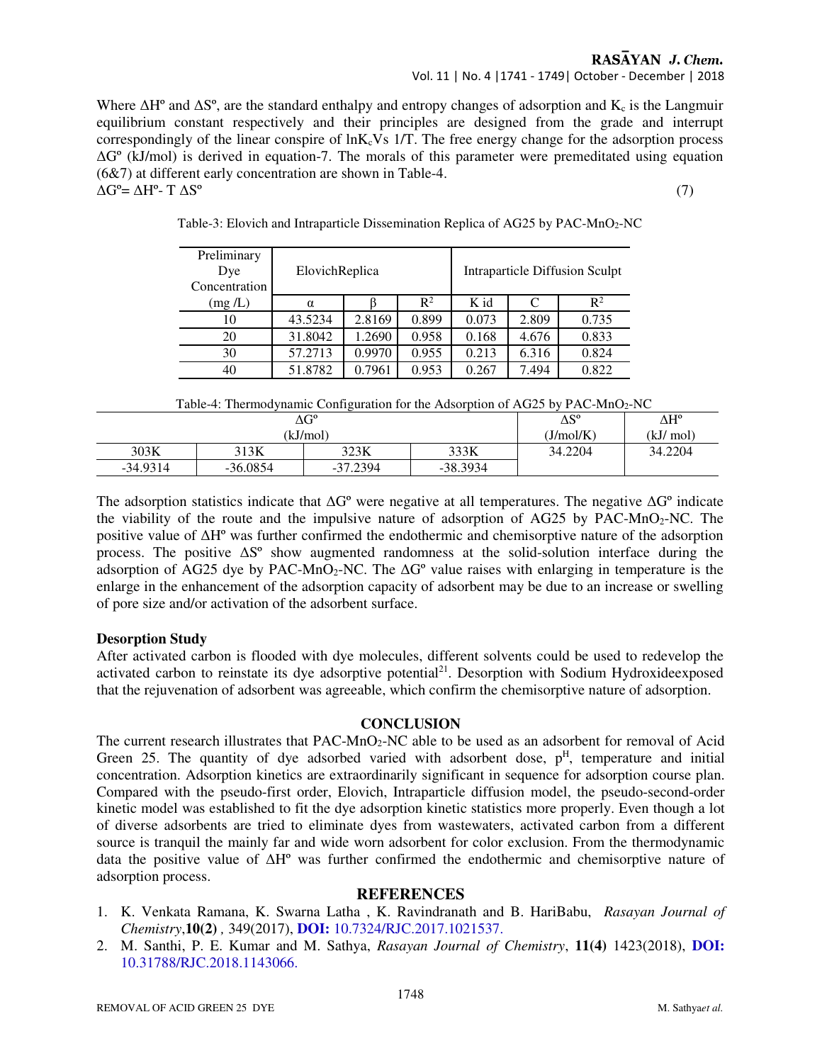Where ΔHº and ΔSº, are the standard enthalpy and entropy changes of adsorption and $K_c$ is the Langmuir equilibrium constant respectively and their principles are designed from the grade and interrupt correspondingly of the linear conspire of ln$K_c$Vs 1/T. The free energy change for the adsorption process ΔGº (kJ/mol) is derived in equation-7. The morals of this parameter were premeditated using equation (6&7) at different early concentration are shown in Table-4.

$$\Delta G^o = \Delta H^o - T\,\Delta S^o \quad (7)$$

Table-3: Elovich and Intraparticle Dissemination Replica of AG25 by PAC-$MnO_2$-NC

| Preliminary Dye Concentration (mg /L) | ElovichReplica | | | Intraparticle Diffusion Sculpt | | |
|---|---|---|---|---|---|---|
| | α | β | $R^2$ | K id | C | $R^2$ |
| 10 | 43.5234 | 2.8169 | 0.899 | 0.073 | 2.809 | 0.735 |
| 20 | 31.8042 | 1.2690 | 0.958 | 0.168 | 4.676 | 0.833 |
| 30 | 57.2713 | 0.9970 | 0.955 | 0.213 | 6.316 | 0.824 |
| 40 | 51.8782 | 0.7961 | 0.953 | 0.267 | 7.494 | 0.822 |

Table-4: Thermodynamic Configuration for the Adsorption of AG25 by PAC-$MnO_2$-NC

| ΔGº (kJ/mol) | | | | ΔSº (J/mol/K) | ΔHº (kJ/ mol) |
|---|---|---|---|---|---|
| 303K | 313K | 323K | 333K | 34.2204 | 34.2204 |
| -34.9314 | -36.0854 | -37.2394 | -38.3934 | | |

The adsorption statistics indicate that ΔGº were negative at all temperatures. The negative ΔGº indicate the viability of the route and the impulsive nature of adsorption of AG25 by PAC-$MnO_2$-NC. The positive value of ΔHº was further confirmed the endothermic and chemisorptive nature of the adsorption process. The positive ΔSº show augmented randomness at the solid-solution interface during the adsorption of AG25 dye by PAC-$MnO_2$-NC. The ΔGº value raises with enlarging in temperature is the enlarge in the enhancement of the adsorption capacity of adsorbent may be due to an increase or swelling of pore size and/or activation of the adsorbent surface.

**Desorption Study**

After activated carbon is flooded with dye molecules, different solvents could be used to redevelop the activated carbon to reinstate its dye adsorptive potential[21]. Desorption with Sodium Hydroxideexposed that the rejuvenation of adsorbent was agreeable, which confirm the chemisorptive nature of adsorption.

## CONCLUSION

The current research illustrates that PAC-$MnO_2$-NC able to be used as an adsorbent for removal of Acid Green 25. The quantity of dye adsorbed varied with adsorbent dose, $p^H$, temperature and initial concentration. Adsorption kinetics are extraordinarily significant in sequence for adsorption course plan. Compared with the pseudo-first order, Elovich, Intraparticle diffusion model, the pseudo-second-order kinetic model was established to fit the dye adsorption kinetic statistics more properly. Even though a lot of diverse adsorbents are tried to eliminate dyes from wastewaters, activated carbon from a different source is tranquil the mainly far and wide worn adsorbent for color exclusion. From the thermodynamic data the positive value of ΔHº was further confirmed the endothermic and chemisorptive nature of adsorption process.

## REFERENCES

1. K. Venkata Ramana, K. Swarna Latha , K. Ravindranath and B. HariBabu, *Rasayan Journal of Chemistry*,**10(2)** , 349(2017), **DOI:** 10.7324/RJC.2017.1021537.
2. M. Santhi, P. E. Kumar and M. Sathya, *Rasayan Journal of Chemistry*, **11(4)** 1423(2018), **DOI:** 10.31788/RJC.2018.1143066.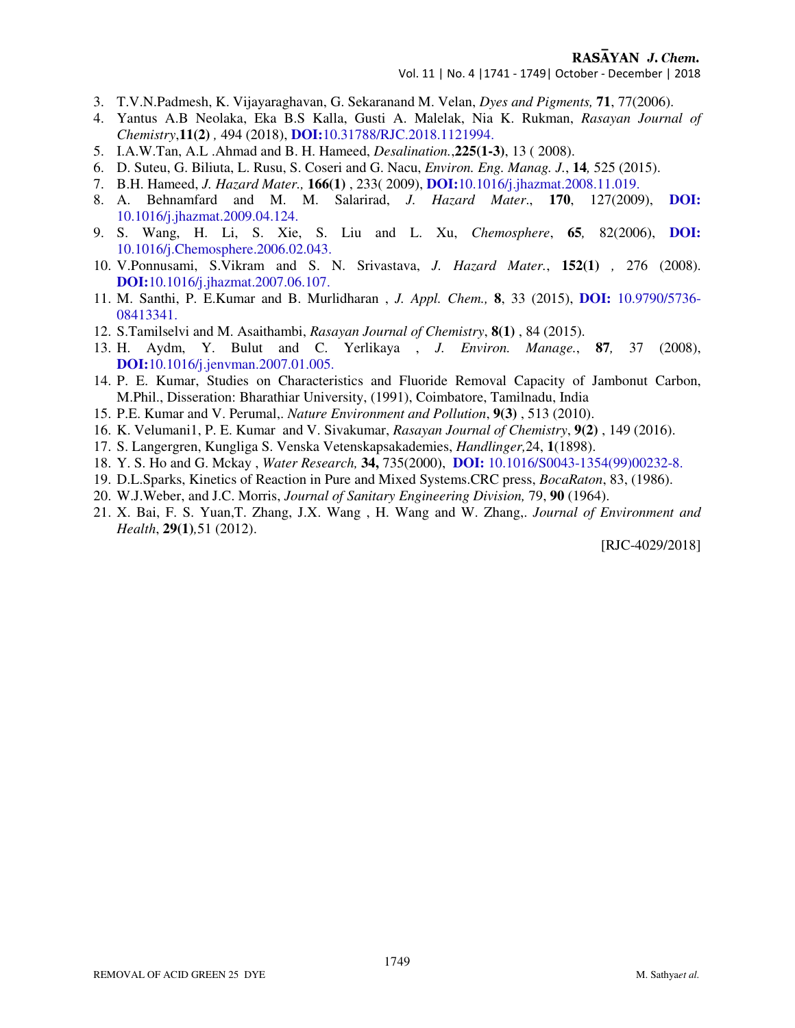3. T.V.N.Padmesh, K. Vijayaraghavan, G. Sekaranand M. Velan, *Dyes and Pigments,* **71**, 77(2006).
4. Yantus A.B Neolaka, Eka B.S Kalla, Gusti A. Malelak, Nia K. Rukman, *Rasayan Journal of Chemistry*,**11(2)** *,* 494 (2018), **DOI:**10.31788/RJC.2018.1121994.
5. I.A.W.Tan, A.L .Ahmad and B. H. Hameed, *Desalination.*,**225(1-3)**, 13 ( 2008).
6. D. Suteu, G. Biliuta, L. Rusu, S. Coseri and G. Nacu, *Environ. Eng. Manag. J.*, **14***,* 525 (2015).
7. B.H. Hameed, *J. Hazard Mater.,* **166(1)** , 233( 2009), **DOI:**10.1016/j.jhazmat.2008.11.019.
8. A. Behnamfard and M. M. Salarirad, *J. Hazard Mater*., **170**, 127(2009), **DOI:** 10.1016/j.jhazmat.2009.04.124.
9. S. Wang, H. Li, S. Xie, S. Liu and L. Xu, *Chemosphere*, **65***,* 82(2006), **DOI:** 10.1016/j.Chemosphere.2006.02.043.
10. V.Ponnusami, S.Vikram and S. N. Srivastava, *J. Hazard Mater.*, **152(1)** *,* 276 (2008). **DOI:**10.1016/j.jhazmat.2007.06.107.
11. M. Santhi, P. E.Kumar and B. Murlidharan , *J. Appl. Chem.,* **8**, 33 (2015), **DOI:** 10.9790/5736-08413341.
12. S.Tamilselvi and M. Asaithambi, *Rasayan Journal of Chemistry*, **8(1)** , 84 (2015).
13. H. Aydm, Y. Bulut and C. Yerlikaya , *J. Environ. Manage.*, **87***,* 37 (2008), **DOI:**10.1016/j.jenvman.2007.01.005.
14. P. E. Kumar, Studies on Characteristics and Fluoride Removal Capacity of Jambonut Carbon, M.Phil., Disseration: Bharathiar University, (1991), Coimbatore, Tamilnadu, India
15. P.E. Kumar and V. Perumal,. *Nature Environment and Pollution*, **9(3)** , 513 (2010).
16. K. Velumani1, P. E. Kumar and V. Sivakumar, *Rasayan Journal of Chemistry*, **9(2)** , 149 (2016).
17. S. Langergren, Kungliga S. Venska Vetenskapsakademies, *Handlinger,*24, **1**(1898).
18. Y. S. Ho and G. Mckay , *Water Research,* **34,** 735(2000), **DOI:** 10.1016/S0043-1354(99)00232-8.
19. D.L.Sparks, Kinetics of Reaction in Pure and Mixed Systems.CRC press, *BocaRaton*, 83, (1986).
20. W.J.Weber, and J.C. Morris, *Journal of Sanitary Engineering Division,* 79, **90** (1964).
21. X. Bai, F. S. Yuan,T. Zhang, J.X. Wang , H. Wang and W. Zhang,. *Journal of Environment and Health*, **29(1)**,51 (2012).

[RJC-4029/2018]